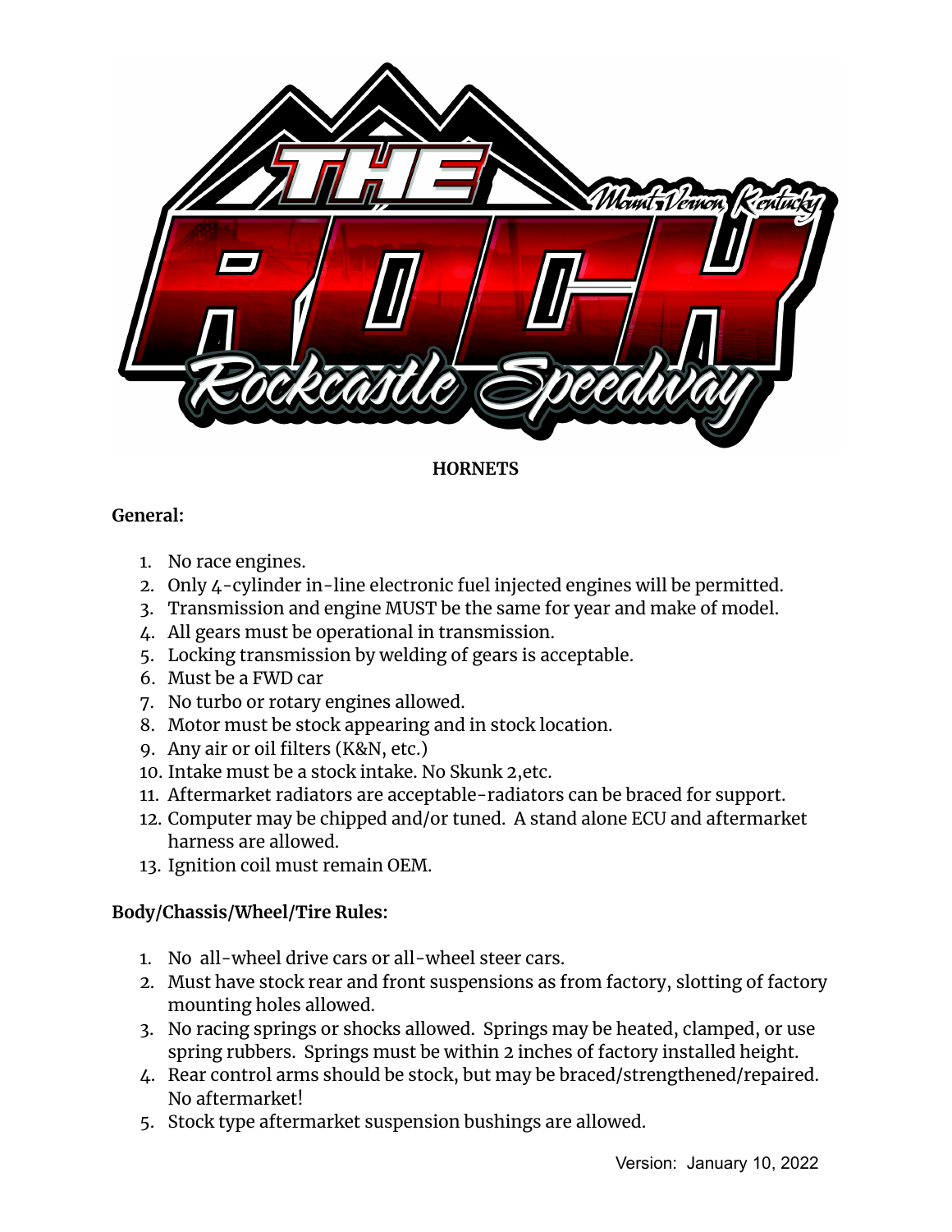**HORNETS**

**General:**

1. No race engines.
2. Only 4-cylinder in-line electronic fuel injected engines will be permitted.
3. Transmission and engine MUST be the same for year and make of model.
4. All gears must be operational in transmission.
5. Locking transmission by welding of gears is acceptable.
6. Must be a FWD car
7. No turbo or rotary engines allowed.
8. Motor must be stock appearing and in stock location.
9. Any air or oil filters (K&N, etc.)
10. Intake must be a stock intake. No Skunk 2,etc.
11. Aftermarket radiators are acceptable-radiators can be braced for support.
12. Computer may be chipped and/or tuned. A stand alone ECU and aftermarket harness are allowed.
13. Ignition coil must remain OEM.

**Body/Chassis/Wheel/Tire Rules:**

1. No all-wheel drive cars or all-wheel steer cars.
2. Must have stock rear and front suspensions as from factory, slotting of factory mounting holes allowed.
3. No racing springs or shocks allowed. Springs may be heated, clamped, or use spring rubbers. Springs must be within 2 inches of factory installed height.
4. Rear control arms should be stock, but may be braced/strengthened/repaired. No aftermarket!
5. Stock type aftermarket suspension bushings are allowed.

Version: January 10, 2022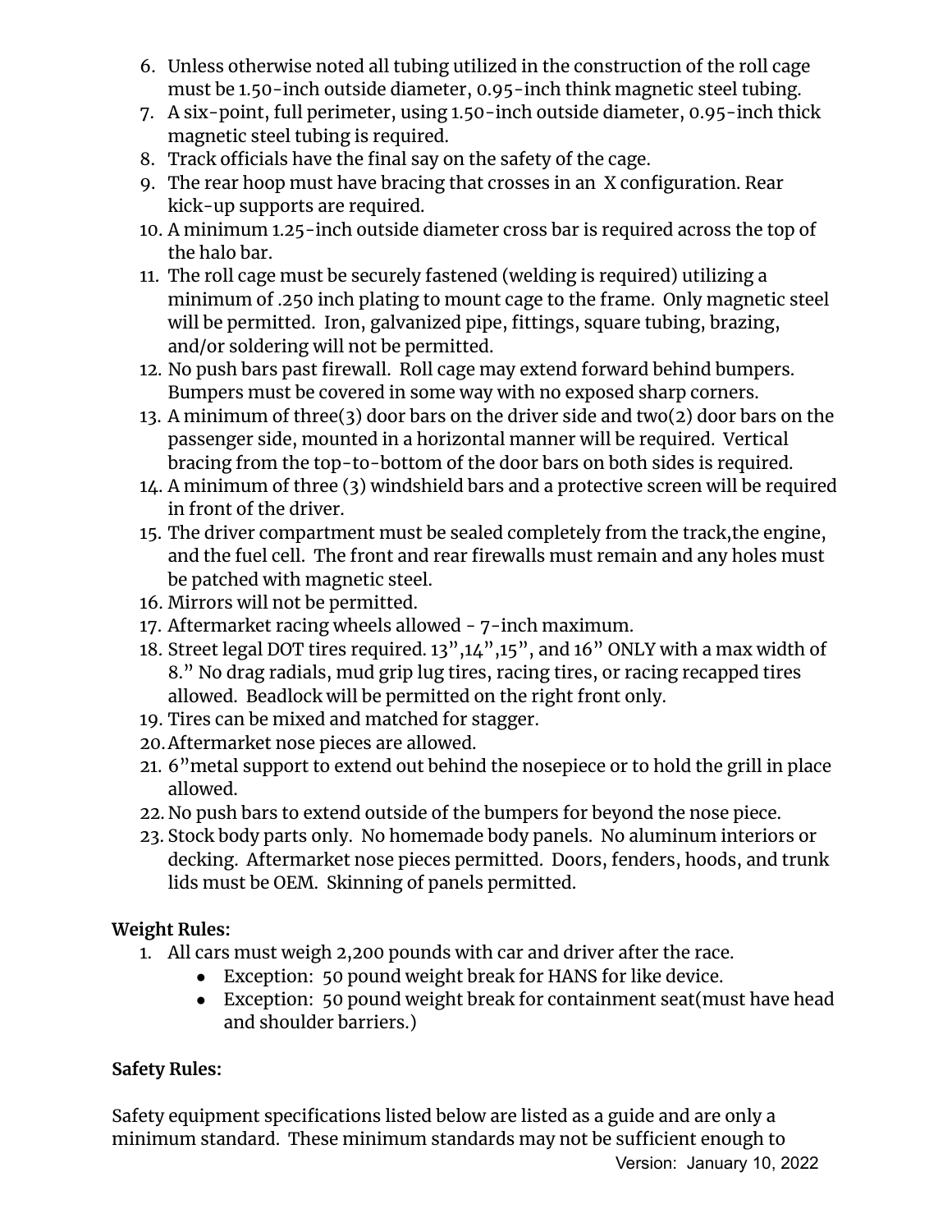6. Unless otherwise noted all tubing utilized in the construction of the roll cage must be 1.50-inch outside diameter, 0.95-inch think magnetic steel tubing.
7. A six-point, full perimeter, using 1.50-inch outside diameter, 0.95-inch thick magnetic steel tubing is required.
8. Track officials have the final say on the safety of the cage.
9. The rear hoop must have bracing that crosses in an X configuration. Rear kick-up supports are required.
10. A minimum 1.25-inch outside diameter cross bar is required across the top of the halo bar.
11. The roll cage must be securely fastened (welding is required) utilizing a minimum of .250 inch plating to mount cage to the frame. Only magnetic steel will be permitted. Iron, galvanized pipe, fittings, square tubing, brazing, and/or soldering will not be permitted.
12. No push bars past firewall. Roll cage may extend forward behind bumpers. Bumpers must be covered in some way with no exposed sharp corners.
13. A minimum of three(3) door bars on the driver side and two(2) door bars on the passenger side, mounted in a horizontal manner will be required. Vertical bracing from the top-to-bottom of the door bars on both sides is required.
14. A minimum of three (3) windshield bars and a protective screen will be required in front of the driver.
15. The driver compartment must be sealed completely from the track,the engine, and the fuel cell. The front and rear firewalls must remain and any holes must be patched with magnetic steel.
16. Mirrors will not be permitted.
17. Aftermarket racing wheels allowed - 7-inch maximum.
18. Street legal DOT tires required. 13",14",15", and 16" ONLY with a max width of 8." No drag radials, mud grip lug tires, racing tires, or racing recapped tires allowed. Beadlock will be permitted on the right front only.
19. Tires can be mixed and matched for stagger.
20. Aftermarket nose pieces are allowed.
21. 6"metal support to extend out behind the nosepiece or to hold the grill in place allowed.
22. No push bars to extend outside of the bumpers for beyond the nose piece.
23. Stock body parts only. No homemade body panels. No aluminum interiors or decking. Aftermarket nose pieces permitted. Doors, fenders, hoods, and trunk lids must be OEM. Skinning of panels permitted.

**Weight Rules:**

1. All cars must weigh 2,200 pounds with car and driver after the race.
    - Exception: 50 pound weight break for HANS for like device.
    - Exception: 50 pound weight break for containment seat(must have head and shoulder barriers.)

**Safety Rules:**

Safety equipment specifications listed below are listed as a guide and are only a minimum standard. These minimum standards may not be sufficient enough to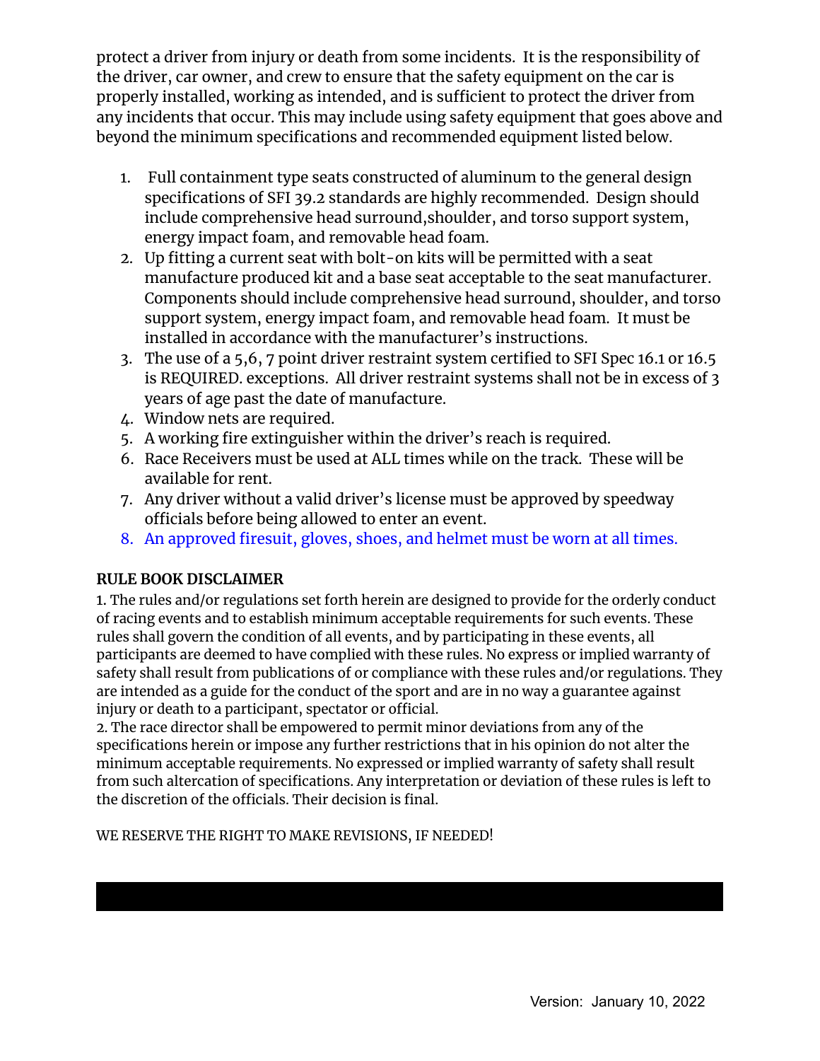protect a driver from injury or death from some incidents. It is the responsibility of the driver, car owner, and crew to ensure that the safety equipment on the car is properly installed, working as intended, and is sufficient to protect the driver from any incidents that occur. This may include using safety equipment that goes above and beyond the minimum specifications and recommended equipment listed below.

1. Full containment type seats constructed of aluminum to the general design specifications of SFI 39.2 standards are highly recommended. Design should include comprehensive head surround,shoulder, and torso support system, energy impact foam, and removable head foam.
2. Up fitting a current seat with bolt-on kits will be permitted with a seat manufacture produced kit and a base seat acceptable to the seat manufacturer. Components should include comprehensive head surround, shoulder, and torso support system, energy impact foam, and removable head foam. It must be installed in accordance with the manufacturer's instructions.
3. The use of a 5,6, 7 point driver restraint system certified to SFI Spec 16.1 or 16.5 is REQUIRED. exceptions. All driver restraint systems shall not be in excess of 3 years of age past the date of manufacture.
4. Window nets are required.
5. A working fire extinguisher within the driver's reach is required.
6. Race Receivers must be used at ALL times while on the track. These will be available for rent.
7. Any driver without a valid driver's license must be approved by speedway officials before being allowed to enter an event.
8. An approved firesuit, gloves, shoes, and helmet must be worn at all times.

**RULE BOOK DISCLAIMER**

1. The rules and/or regulations set forth herein are designed to provide for the orderly conduct of racing events and to establish minimum acceptable requirements for such events. These rules shall govern the condition of all events, and by participating in these events, all participants are deemed to have complied with these rules. No express or implied warranty of safety shall result from publications of or compliance with these rules and/or regulations. They are intended as a guide for the conduct of the sport and are in no way a guarantee against injury or death to a participant, spectator or official.
2. The race director shall be empowered to permit minor deviations from any of the specifications herein or impose any further restrictions that in his opinion do not alter the minimum acceptable requirements. No expressed or implied warranty of safety shall result from such altercation of specifications. Any interpretation or deviation of these rules is left to the discretion of the officials. Their decision is final.

WE RESERVE THE RIGHT TO MAKE REVISIONS, IF NEEDED!

Version: January 10, 2022